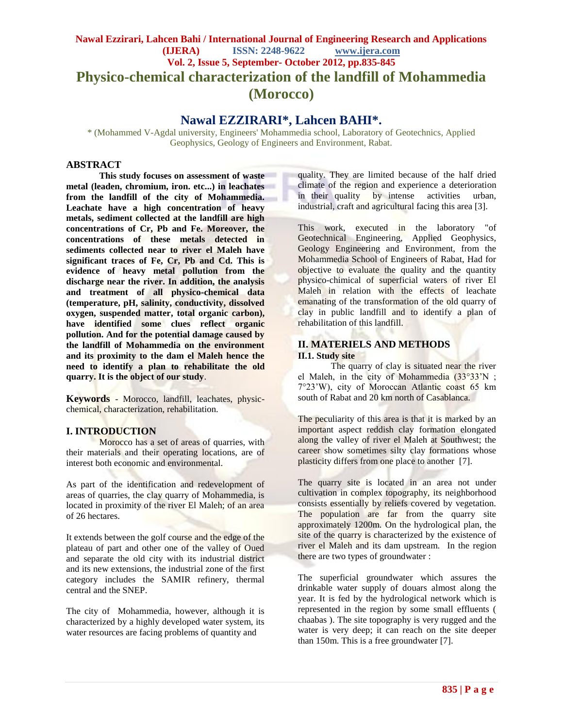# Physico-chemical characterization of the landfill of Mohammedia (Morocco)

## Nawal EZZIRARI*, Lahcen BAHI*.

* (Mohammed V-Agdal university, Engineers' Mohammedia school, Laboratory of Geotechnics, Applied Geophysics, Geology of Engineers and Environment, Rabat.

## ABSTRACT

**This study focuses on assessment of waste metal (leaden, chromium, iron. etc...) in leachates from the landfill of the city of Mohammedia. Leachate have a high concentration of heavy metals, sediment collected at the landfill are high concentrations of Cr, Pb and Fe. Moreover, the concentrations of these metals detected in sediments collected near to river el Maleh have significant traces of Fe, Cr, Pb and Cd. This is evidence of heavy metal pollution from the discharge near the river. In addition, the analysis and treatment of all physico-chemical data (temperature, pH, salinity, conductivity, dissolved oxygen, suspended matter, total organic carbon), have identified some clues reflect organic pollution. And for the potential damage caused by the landfill of Mohammedia on the environment and its proximity to the dam el Maleh hence the need to identify a plan to rehabilitate the old quarry. It is the object of our study**.

**Keywords** - Morocco, landfill, leachates, physic-chemical, characterization, rehabilitation.

## I. INTRODUCTION

Morocco has a set of areas of quarries, with their materials and their operating locations, are of interest both economic and environmental.

As part of the identification and redevelopment of areas of quarries, the clay quarry of Mohammedia, is located in proximity of the river El Maleh; of an area of 26 hectares.

It extends between the golf course and the edge of the plateau of part and other one of the valley of Oued and separate the old city with its industrial district and its new extensions, the industrial zone of the first category includes the SAMIR refinery, thermal central and the SNEP.

The city of Mohammedia, however, although it is characterized by a highly developed water system, its water resources are facing problems of quantity and quality. They are limited because of the half dried climate of the region and experience a deterioration in their quality by intense activities urban, industrial, craft and agricultural facing this area [3].

This work, executed in the laboratory "of Geotechnical Engineering, Applied Geophysics, Geology Engineering and Environment, from the Mohammedia School of Engineers of Rabat, Had for objective to evaluate the quality and the quantity physico-chimical of superficial waters of river El Maleh in relation with the effects of leachate emanating of the transformation of the old quarry of clay in public landfill and to identify a plan of rehabilitation of this landfill.

## II. MATERIELS AND METHODS

### II.1. Study site

The quarry of clay is situated near the river el Maleh, in the city of Mohammedia (33°33'N ; 7°23'W), city of Moroccan Atlantic coast 65 km south of Rabat and 20 km north of Casablanca.

The peculiarity of this area is that it is marked by an important aspect reddish clay formation elongated along the valley of river el Maleh at Southwest; the career show sometimes silty clay formations whose plasticity differs from one place to another [7].

The quarry site is located in an area not under cultivation in complex topography, its neighborhood consists essentially by reliefs covered by vegetation. The population are far from the quarry site approximately 1200m. On the hydrological plan, the site of the quarry is characterized by the existence of river el Maleh and its dam upstream. In the region there are two types of groundwater :

The superficial groundwater which assures the drinkable water supply of douars almost along the year. It is fed by the hydrological network which is represented in the region by some small effluents ( chaabas ). The site topography is very rugged and the water is very deep; it can reach on the site deeper than 150m. This is a free groundwater [7].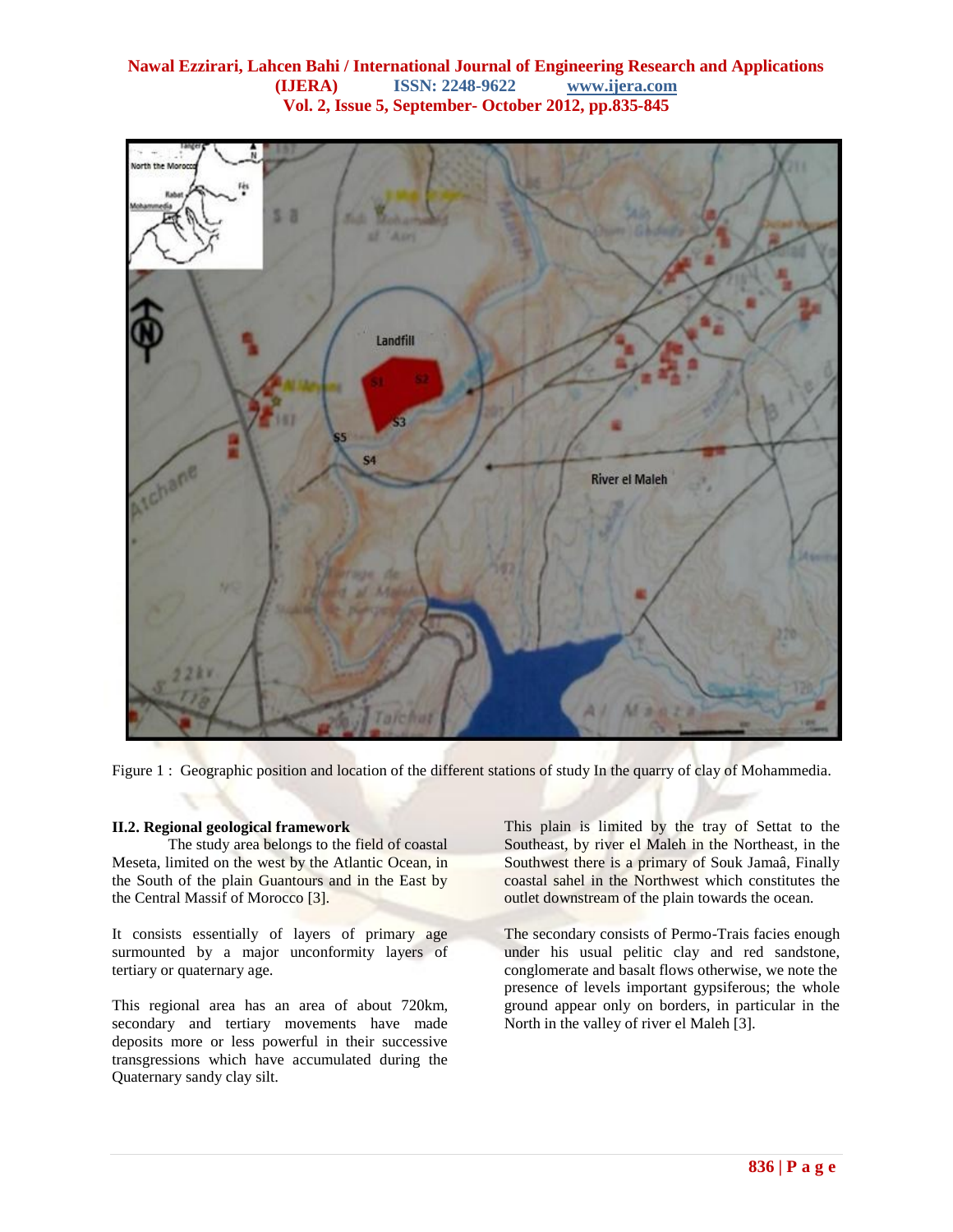Figure 1 : Geographic position and location of the different stations of study In the quarry of clay of Mohammedia.

**II.2. Regional geological framework**

The study area belongs to the field of coastal Meseta, limited on the west by the Atlantic Ocean, in the South of the plain Guantours and in the East by the Central Massif of Morocco [3].

It consists essentially of layers of primary age surmounted by a major unconformity layers of tertiary or quaternary age.

This regional area has an area of about 720km, secondary and tertiary movements have made deposits more or less powerful in their successive transgressions which have accumulated during the Quaternary sandy clay silt.

This plain is limited by the tray of Settat to the Southeast, by river el Maleh in the Northeast, in the Southwest there is a primary of Souk Jamaâ, Finally coastal sahel in the Northwest which constitutes the outlet downstream of the plain towards the ocean.

The secondary consists of Permo-Trais facies enough under his usual pelitic clay and red sandstone, conglomerate and basalt flows otherwise, we note the presence of levels important gypsiferous; the whole ground appear only on borders, in particular in the North in the valley of river el Maleh [3].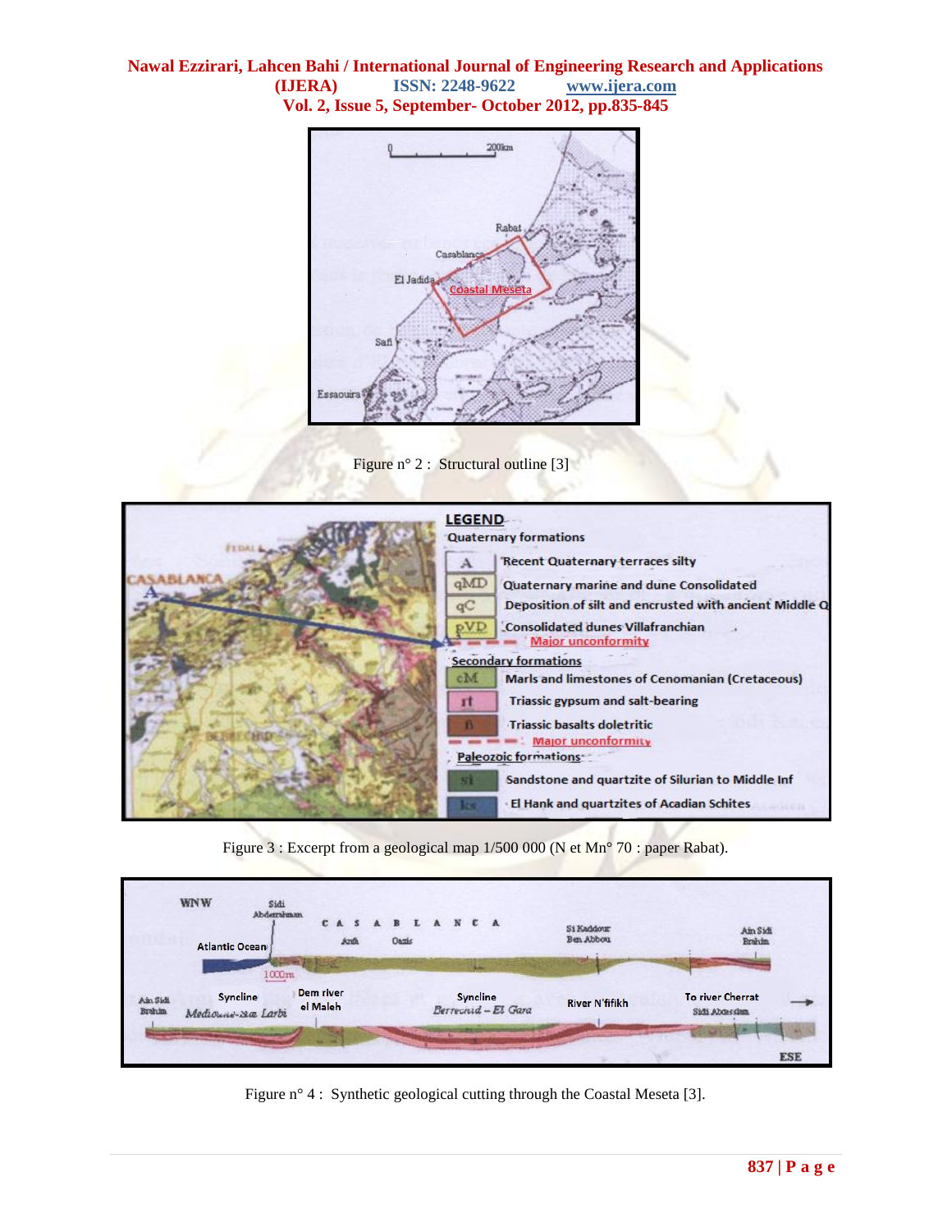Figure n° 2 : Structural outline [3]

Figure 3 : Excerpt from a geological map 1/500 000 (N et Mn° 70 : paper Rabat).

Figure n° 4 : Synthetic geological cutting through the Coastal Meseta [3].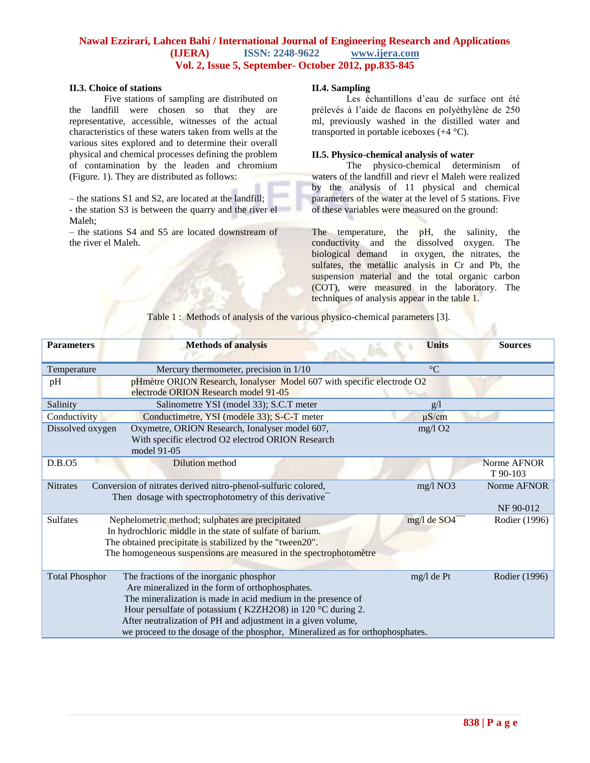### II.3. Choice of stations

Five stations of sampling are distributed on the landfill were chosen so that they are representative, accessible, witnesses of the actual characteristics of these waters taken from wells at the various sites explored and to determine their overall physical and chemical processes defining the problem of contamination by the leaden and chromium (Figure. 1). They are distributed as follows:

– the stations S1 and S2, are located at the landfill;
- the station S3 is between the quarry and the river el Maleh;
– the stations S4 and S5 are located downstream of the river el Maleh.

### II.4. Sampling

Les échantillons d'eau de surface ont été prélevés à l'aide de flacons en polyéthylène de 250 ml, previously washed in the distilled water and transported in portable iceboxes (+4 °C).

### II.5. Physico-chemical analysis of water

The physico-chemical determinism of waters of the landfill and rievr el Maleh were realized by the analysis of 11 physical and chemical parameters of the water at the level of 5 stations. Five of these variables were measured on the ground:

The temperature, the pH, the salinity, the conductivity and the dissolved oxygen. The biological demand in oxygen, the nitrates, the sulfates, the metallic analysis in Cr and Pb, the suspension material and the total organic carbon (COT), were measured in the laboratory. The techniques of analysis appear in the table 1.

Table 1 : Methods of analysis of the various physico-chemical parameters [3].

| Parameters | Methods of analysis | Units | Sources |
|---|---|---|---|
| Temperature | Mercury thermometer, precision in 1/10 | °C | |
| pH | pHmètre ORION Research, Ionalyser Model 607 with specific electrode O2 electrode ORION Research model 91-05 | | |
| Salinity | Salinometre YSI (model 33); S.C.T meter | g/l | |
| Conductivity | Conductimetre, YSI (modèle 33); S-C-T meter | µS/cm | |
| Dissolved oxygen | Oxymetre, ORION Research, Ionalyser model 607, With specific electrod O2 electrod ORION Research model 91-05 | mg/l O2 | |
| D.B.O5 | Dilution method | | Norme AFNOR T 90-103 |
| Nitrates | Conversion of nitrates derived nitro-phenol-sulfuric colored, Then dosage with spectrophotometry of this derivative | mg/l NO3 | Norme AFNOR NF 90-012 |
| Sulfates | Nephelometric method; sulphates are precipitated In hydrochloric middle in the state of sulfate of barium. The obtained precipitate is stabilized by the "tween20". The homogeneous suspensions are measured in the spectrophotomètre | mg/l de SO4 | Rodier (1996) |
| Total Phosphor | The fractions of the inorganic phosphor Are mineralized in the form of orthophosphates. The mineralization is made in acid medium in the presence of Hour persulfate of potassium ( K2ZH2O8) in 120 °C during 2. After neutralization of PH and adjustment in a given volume, we proceed to the dosage of the phosphor, Mineralized as for orthophosphates. | mg/l de Pt | Rodier (1996) |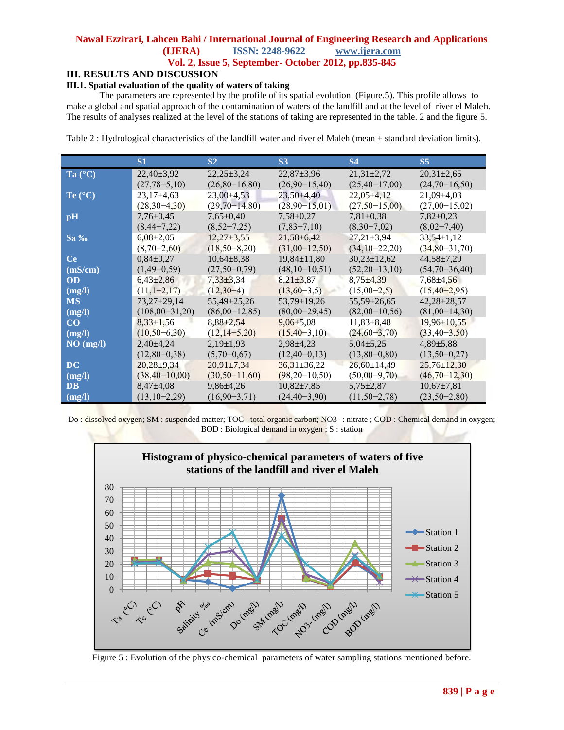## III. RESULTS AND DISCUSSION

### III.1. Spatial evaluation of the quality of waters of taking

The parameters are represented by the profile of its spatial evolution (Figure.5). This profile allows to make a global and spatial approach of the contamination of waters of the landfill and at the level of river el Maleh. The results of analyses realized at the level of the stations of taking are represented in the table. 2 and the figure 5.

Table 2 : Hydrological characteristics of the landfill water and river el Maleh (mean ± standard deviation limits).

| | S1 | S2 | S3 | S4 | S5 |
|---|---|---|---|---|---|
| Ta (°C) | 22,40±3,92 (27,78−5,10) | 22,25±3,24 (26,80−16,80) | 22,87±3,96 (26,90−15,40) | 21,31±2,72 (25,40−17,00) | 20,31±2,65 (24,70−16,50) |
| Te (°C) | 23,17±4,63 (28,30−4,30) | 23,00±4,53 (29,70−14,80) | 23,50±4,40 (28,90−15,01) | 22,05±4,12 (27,50−15,00) | 21,09±4,03 (27,00−15,02) |
| pH | 7,76±0,45 (8,44−7,22) | 7,65±0,40 (8,52−7,25) | 7,58±0,27 (7,83−7,10) | 7,81±0,38 (8,30−7,02) | 7,82±0,23 (8,02−7,40) |
| Sa ‰ | 6,08±2,05 (8,70−2,60) | 12,27±3,55 (18,50−8,20) | 21,58±6,42 (31,00−12,50) | 27,21±3,94 (34,10−22,20) | 33,54±1,12 (34,80−31,70) |
| Ce (mS/cm) | 0,84±0,27 (1,49−0,59) | 10,64±8,38 (27,50−0,79) | 19,84±11,80 (48,10−10,51) | 30,23±12,62 (52,20−13,10) | 44,58±7,29 (54,70−36,40) |
| OD (mg/l) | 6,43±2,86 (11,1−2,17) | 7,33±3,34 (12,30−4) | 8,21±3,87 (13,60−3,5) | 8,75±4,39 (15,00−2,5) | 7,68±4,56 (15,40−2,95) |
| MS (mg/l) | 73,27±29,14 (108,00−31,20) | 55,49±25,26 (86,00−12,85) | 53,79±19,26 (80,00−29,45) | 55,59±26,65 (82,00−10,56) | 42,28±28,57 (81,00−14,30) |
| CO (mg/l) | 8,33±1,56 (10,50−6,30) | 8,88±2,54 (12,14−5,20) | 9,06±5,08 (15,40−3,10) | 11,83±8,48 (24,60−3,70) | 19,96±10,55 (33,40−3,50) |
| NO (mg/l) | 2,40±4,24 (12,80−0,38) | 2,19±1,93 (5,70−0,67) | 2,98±4,23 (12,40−0,13) | 5,04±5,25 (13,80−0,80) | 4,89±5,88 (13,50−0,27) |
| DC (mg/l) | 20,28±9,34 (38,40−10,00) | 20,91±7,34 (30,50−11,60) | 36,31±36,22 (98,20−10,50) | 26,60±14,49 (50,00−9,70) | 25,76±12,30 (46,70−12,30) |
| DB (mg/l) | 8,47±4,08 (13,10−2,29) | 9,86±4,26 (16,90−3,71) | 10,82±7,85 (24,40−3,90) | 5,75±2,87 (11,50−2,78) | 10,67±7,81 (23,50−2,80) |

Do : dissolved oxygen; SM : suspended matter; TOC : total organic carbon; NO3- : nitrate ; COD : Chemical demand in oxygen; BOD : Biological demand in oxygen ; S : station

Figure 5 : Evolution of the physico-chemical parameters of water sampling stations mentioned before.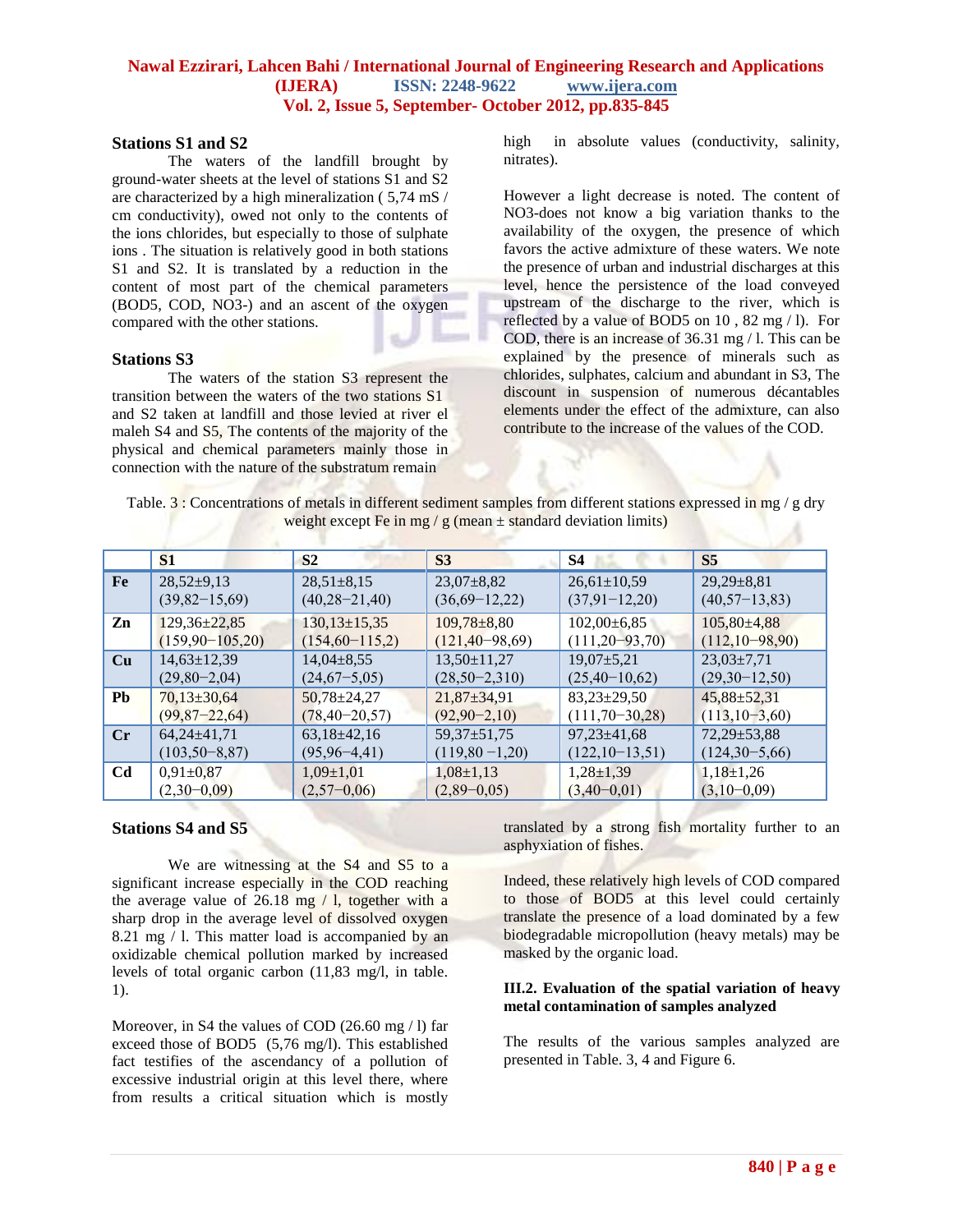### Stations S1 and S2

The waters of the landfill brought by ground-water sheets at the level of stations S1 and S2 are characterized by a high mineralization ( 5,74 mS / cm conductivity), owed not only to the contents of the ions chlorides, but especially to those of sulphate ions . The situation is relatively good in both stations S1 and S2. It is translated by a reduction in the content of most part of the chemical parameters (BOD5, COD, NO3-) and an ascent of the oxygen compared with the other stations.

### Stations S3

The waters of the station S3 represent the transition between the waters of the two stations S1 and S2 taken at landfill and those levied at river el maleh S4 and S5, The contents of the majority of the physical and chemical parameters mainly those in connection with the nature of the substratum remain high in absolute values (conductivity, salinity, nitrates).

However a light decrease is noted. The content of NO3-does not know a big variation thanks to the availability of the oxygen, the presence of which favors the active admixture of these waters. We note the presence of urban and industrial discharges at this level, hence the persistence of the load conveyed upstream of the discharge to the river, which is reflected by a value of BOD5 on 10 , 82 mg / l). For COD, there is an increase of 36.31 mg / l. This can be explained by the presence of minerals such as chlorides, sulphates, calcium and abundant in S3, The discount in suspension of numerous décantables elements under the effect of the admixture, can also contribute to the increase of the values of the COD.

Table. 3 : Concentrations of metals in different sediment samples from different stations expressed in mg / g dry weight except Fe in mg / g (mean ± standard deviation limits)

| | S1 | S2 | S3 | S4 | S5 |
|---|---|---|---|---|---|
| Fe | 28,52±9,13 (39,82−15,69) | 28,51±8,15 (40,28−21,40) | 23,07±8,82 (36,69−12,22) | 26,61±10,59 (37,91−12,20) | 29,29±8,81 (40,57−13,83) |
| Zn | 129,36±22,85 (159,90−105,20) | 130,13±15,35 (154,60−115,2) | 109,78±8,80 (121,40−98,69) | 102,00±6,85 (111,20−93,70) | 105,80±4,88 (112,10−98,90) |
| Cu | 14,63±12,39 (29,80−2,04) | 14,04±8,55 (24,67−5,05) | 13,50±11,27 (28,50−2,310) | 19,07±5,21 (25,40−10,62) | 23,03±7,71 (29,30−12,50) |
| Pb | 70,13±30,64 (99,87−22,64) | 50,78±24,27 (78,40−20,57) | 21,87±34,91 (92,90−2,10) | 83,23±29,50 (111,70−30,28) | 45,88±52,31 (113,10−3,60) |
| Cr | 64,24±41,71 (103,50−8,87) | 63,18±42,16 (95,96−4,41) | 59,37±51,75 (119,80 −1,20) | 97,23±41,68 (122,10−13,51) | 72,29±53,88 (124,30−5,66) |
| Cd | 0,91±0,87 (2,30−0,09) | 1,09±1,01 (2,57−0,06) | 1,08±1,13 (2,89−0,05) | 1,28±1,39 (3,40−0,01) | 1,18±1,26 (3,10−0,09) |

### Stations S4 and S5

We are witnessing at the S4 and S5 to a significant increase especially in the COD reaching the average value of 26.18 mg / l, together with a sharp drop in the average level of dissolved oxygen 8.21 mg / l. This matter load is accompanied by an oxidizable chemical pollution marked by increased levels of total organic carbon (11,83 mg/l, in table. 1).

Moreover, in S4 the values of COD (26.60 mg / l) far exceed those of BOD5 (5,76 mg/l). This established fact testifies of the ascendancy of a pollution of excessive industrial origin at this level there, where from results a critical situation which is mostly translated by a strong fish mortality further to an asphyxiation of fishes.

Indeed, these relatively high levels of COD compared to those of BOD5 at this level could certainly translate the presence of a load dominated by a few biodegradable micropollution (heavy metals) may be masked by the organic load.

#### III.2. Evaluation of the spatial variation of heavy metal contamination of samples analyzed

The results of the various samples analyzed are presented in Table. 3, 4 and Figure 6.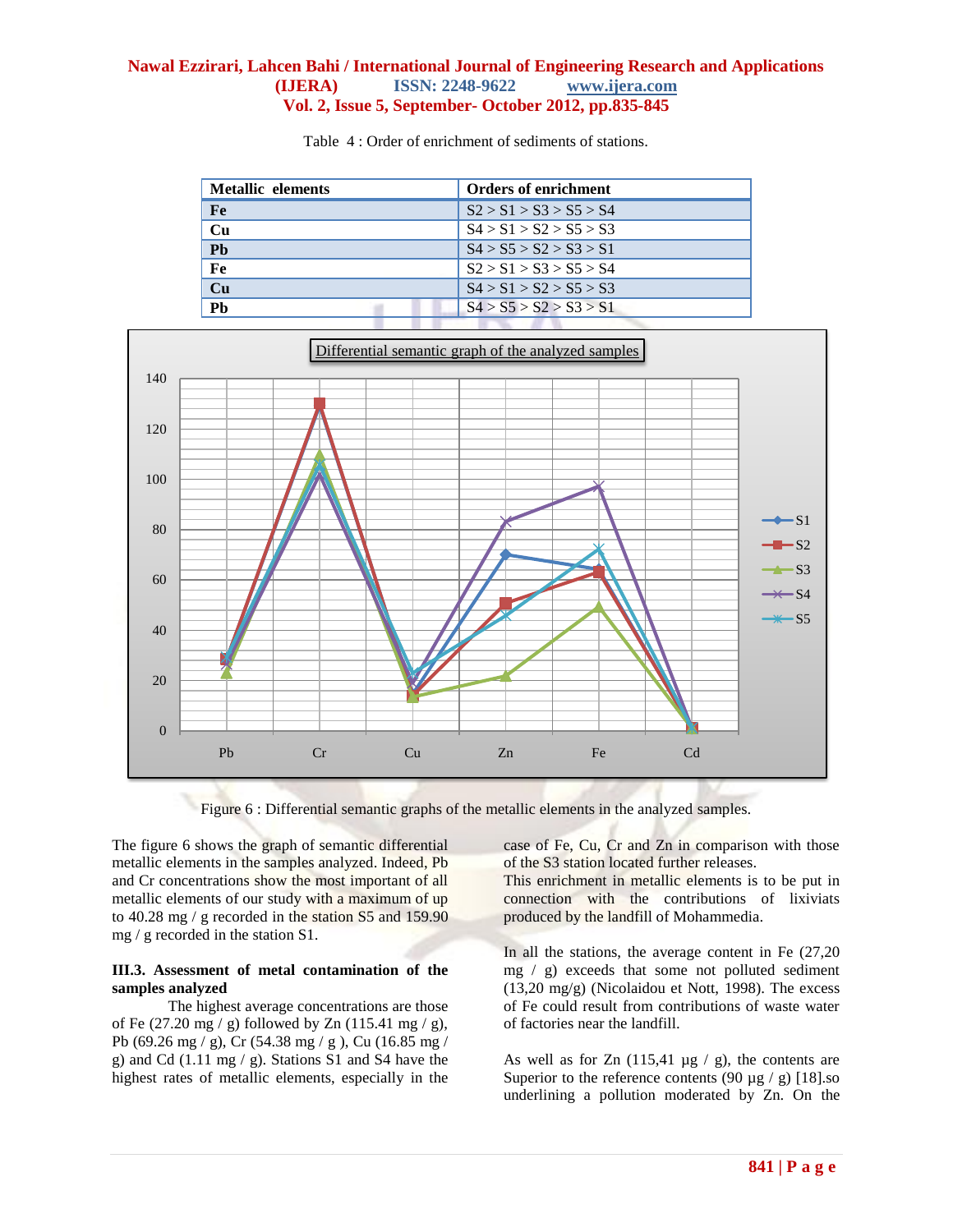Table 4 : Order of enrichment of sediments of stations.

| Metallic elements | Orders of enrichment |
|---|---|
| **Fe** | S2 > S1 > S3 > S5 > S4 |
| **Cu** | S4 > S1 > S2 > S5 > S3 |
| **Pb** | S4 > S5 > S2 > S3 > S1 |
| **Fe** | S2 > S1 > S3 > S5 > S4 |
| **Cu** | S4 > S1 > S2 > S5 > S3 |
| **Pb** | S4 > S5 > S2 > S3 > S1 |

Figure 6 : Differential semantic graphs of the metallic elements in the analyzed samples.

The figure 6 shows the graph of semantic differential metallic elements in the samples analyzed. Indeed, Pb and Cr concentrations show the most important of all metallic elements of our study with a maximum of up to 40.28 mg / g recorded in the station S5 and 159.90 mg / g recorded in the station S1.

### III.3. Assessment of metal contamination of the samples analyzed

The highest average concentrations are those of Fe (27.20 mg / g) followed by Zn (115.41 mg / g), Pb (69.26 mg / g), Cr (54.38 mg / g ), Cu (16.85 mg / g) and Cd (1.11 mg / g). Stations S1 and S4 have the highest rates of metallic elements, especially in the case of Fe, Cu, Cr and Zn in comparison with those of the S3 station located further releases.

This enrichment in metallic elements is to be put in connection with the contributions of lixiviats produced by the landfill of Mohammedia.

In all the stations, the average content in Fe (27,20 mg / g) exceeds that some not polluted sediment (13,20 mg/g) (Nicolaidou et Nott, 1998). The excess of Fe could result from contributions of waste water of factories near the landfill.

As well as for Zn (115,41 µg / g), the contents are Superior to the reference contents (90 µg / g) [18].so underlining a pollution moderated by Zn. On the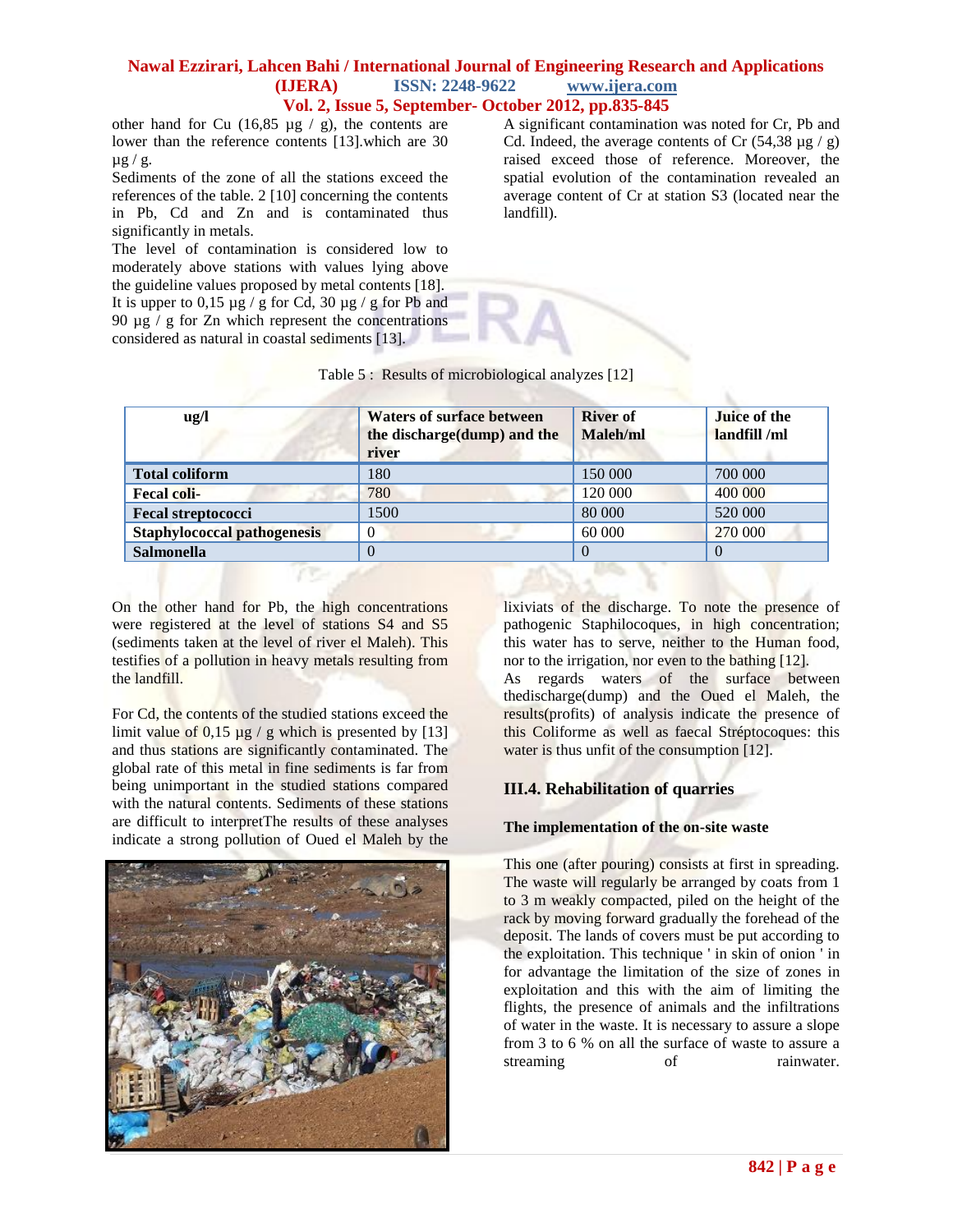other hand for Cu (16,85 µg / g), the contents are lower than the reference contents [13].which are 30 µg / g.

Sediments of the zone of all the stations exceed the references of the table. 2 [10] concerning the contents in Pb, Cd and Zn and is contaminated thus significantly in metals.

The level of contamination is considered low to moderately above stations with values lying above the guideline values proposed by metal contents [18]. It is upper to 0,15 µg / g for Cd, 30 µg / g for Pb and 90 µg / g for Zn which represent the concentrations considered as natural in coastal sediments [13].

A significant contamination was noted for Cr, Pb and Cd. Indeed, the average contents of Cr (54,38 µg / g) raised exceed those of reference. Moreover, the spatial evolution of the contamination revealed an average content of Cr at station S3 (located near the landfill).

Table 5 : Results of microbiological analyzes [12]

| ug/l | Waters of surface between the discharge(dump) and the river | River of Maleh/ml | Juice of the landfill /ml |
|---|---|---|---|
| **Total coliform** | 180 | 150 000 | 700 000 |
| **Fecal coli-** | 780 | 120 000 | 400 000 |
| **Fecal streptococci** | 1500 | 80 000 | 520 000 |
| **Staphylococcal pathogenesis** | 0 | 60 000 | 270 000 |
| **Salmonella** | 0 | 0 | 0 |

On the other hand for Pb, the high concentrations were registered at the level of stations S4 and S5 (sediments taken at the level of river el Maleh). This testifies of a pollution in heavy metals resulting from the landfill.

For Cd, the contents of the studied stations exceed the limit value of 0,15 µg / g which is presented by [13] and thus stations are significantly contaminated. The global rate of this metal in fine sediments is far from being unimportant in the studied stations compared with the natural contents. Sediments of these stations are difficult to interpretThe results of these analyses indicate a strong pollution of Oued el Maleh by the lixiviats of the discharge. To note the presence of pathogenic Staphilocoques, in high concentration; this water has to serve, neither to the Human food, nor to the irrigation, nor even to the bathing [12].

As regards waters of the surface between thedischarge(dump) and the Oued el Maleh, the results(profits) of analysis indicate the presence of this Coliforme as well as faecal Stréptocoques: this water is thus unfit of the consumption [12].

### III.4. Rehabilitation of quarries

#### The implementation of the on-site waste

This one (after pouring) consists at first in spreading. The waste will regularly be arranged by coats from 1 to 3 m weakly compacted, piled on the height of the rack by moving forward gradually the forehead of the deposit. The lands of covers must be put according to the exploitation. This technique ' in skin of onion ' in for advantage the limitation of the size of zones in exploitation and this with the aim of limiting the flights, the presence of animals and the infiltrations of water in the waste. It is necessary to assure a slope from 3 to 6 % on all the surface of waste to assure a streaming of rainwater.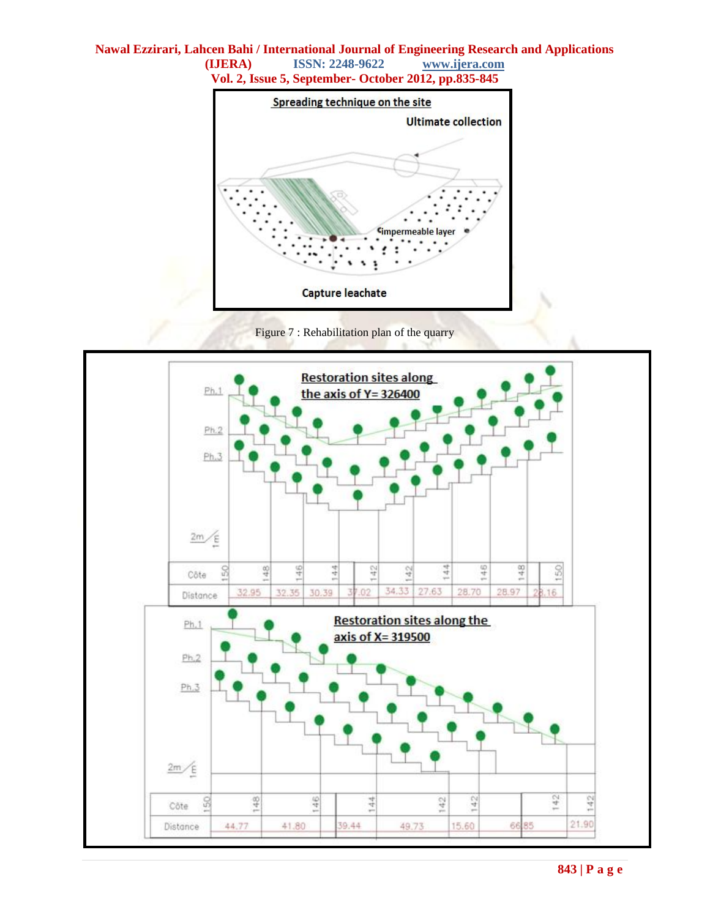Figure 7 : Rehabilitation plan of the quarry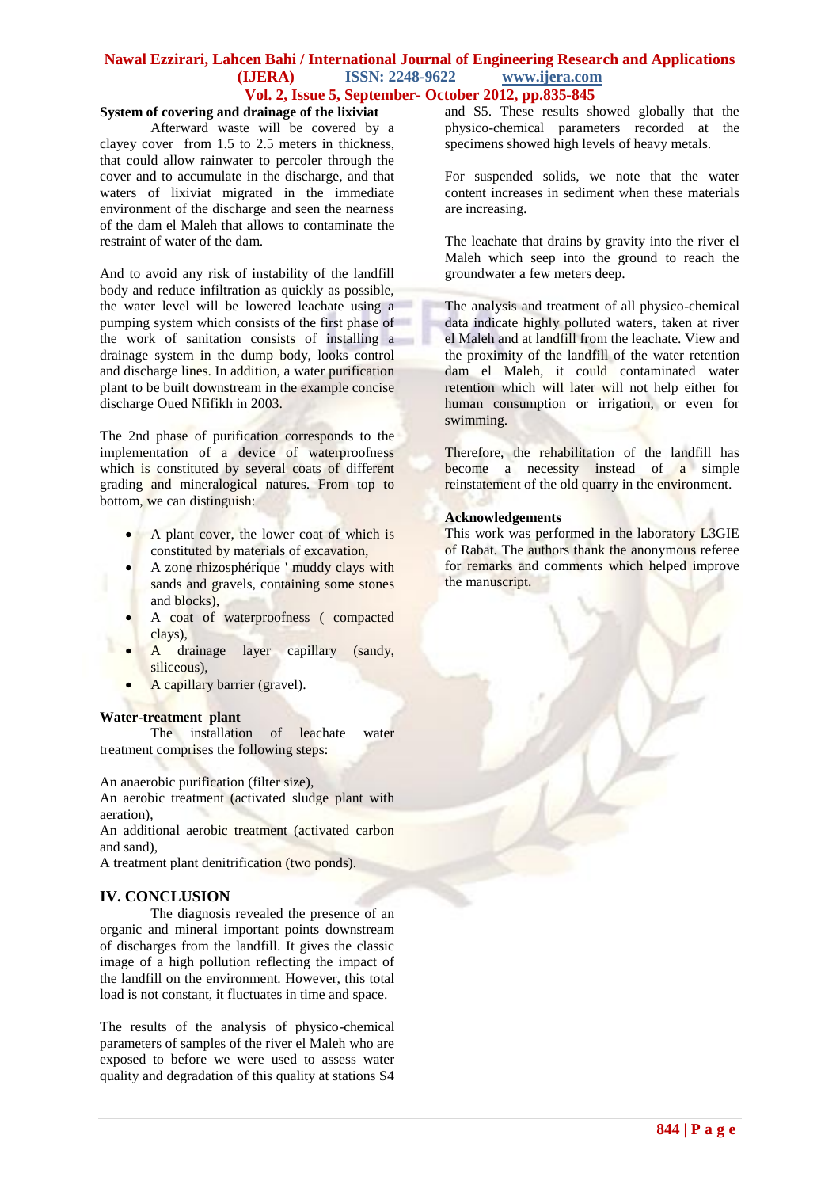### System of covering and drainage of the lixiviat

Afterward waste will be covered by a clayey cover from 1.5 to 2.5 meters in thickness, that could allow rainwater to percoler through the cover and to accumulate in the discharge, and that waters of lixiviat migrated in the immediate environment of the discharge and seen the nearness of the dam el Maleh that allows to contaminate the restraint of water of the dam.

And to avoid any risk of instability of the landfill body and reduce infiltration as quickly as possible, the water level will be lowered leachate using a pumping system which consists of the first phase of the work of sanitation consists of installing a drainage system in the dump body, looks control and discharge lines. In addition, a water purification plant to be built downstream in the example concise discharge Oued Nfifikh in 2003.

The 2nd phase of purification corresponds to the implementation of a device of waterproofness which is constituted by several coats of different grading and mineralogical natures. From top to bottom, we can distinguish:

- A plant cover, the lower coat of which is constituted by materials of excavation,
- A zone rhizosphérique ' muddy clays with sands and gravels, containing some stones and blocks),
- A coat of waterproofness ( compacted clays),
- A drainage layer capillary (sandy, siliceous),
- A capillary barrier (gravel).

### Water-treatment plant

The installation of leachate water treatment comprises the following steps:

An anaerobic purification (filter size),
An aerobic treatment (activated sludge plant with aeration),
An additional aerobic treatment (activated carbon and sand),
A treatment plant denitrification (two ponds).

## IV. CONCLUSION

The diagnosis revealed the presence of an organic and mineral important points downstream of discharges from the landfill. It gives the classic image of a high pollution reflecting the impact of the landfill on the environment. However, this total load is not constant, it fluctuates in time and space.

The results of the analysis of physico-chemical parameters of samples of the river el Maleh who are exposed to before we were used to assess water quality and degradation of this quality at stations S4 and S5. These results showed globally that the physico-chemical parameters recorded at the specimens showed high levels of heavy metals.

For suspended solids, we note that the water content increases in sediment when these materials are increasing.

The leachate that drains by gravity into the river el Maleh which seep into the ground to reach the groundwater a few meters deep.

The analysis and treatment of all physico-chemical data indicate highly polluted waters, taken at river el Maleh and at landfill from the leachate. View and the proximity of the landfill of the water retention dam el Maleh, it could contaminated water retention which will later will not help either for human consumption or irrigation, or even for swimming.

Therefore, the rehabilitation of the landfill has become a necessity instead of a simple reinstatement of the old quarry in the environment.

### Acknowledgements

This work was performed in the laboratory L3GIE of Rabat. The authors thank the anonymous referee for remarks and comments which helped improve the manuscript.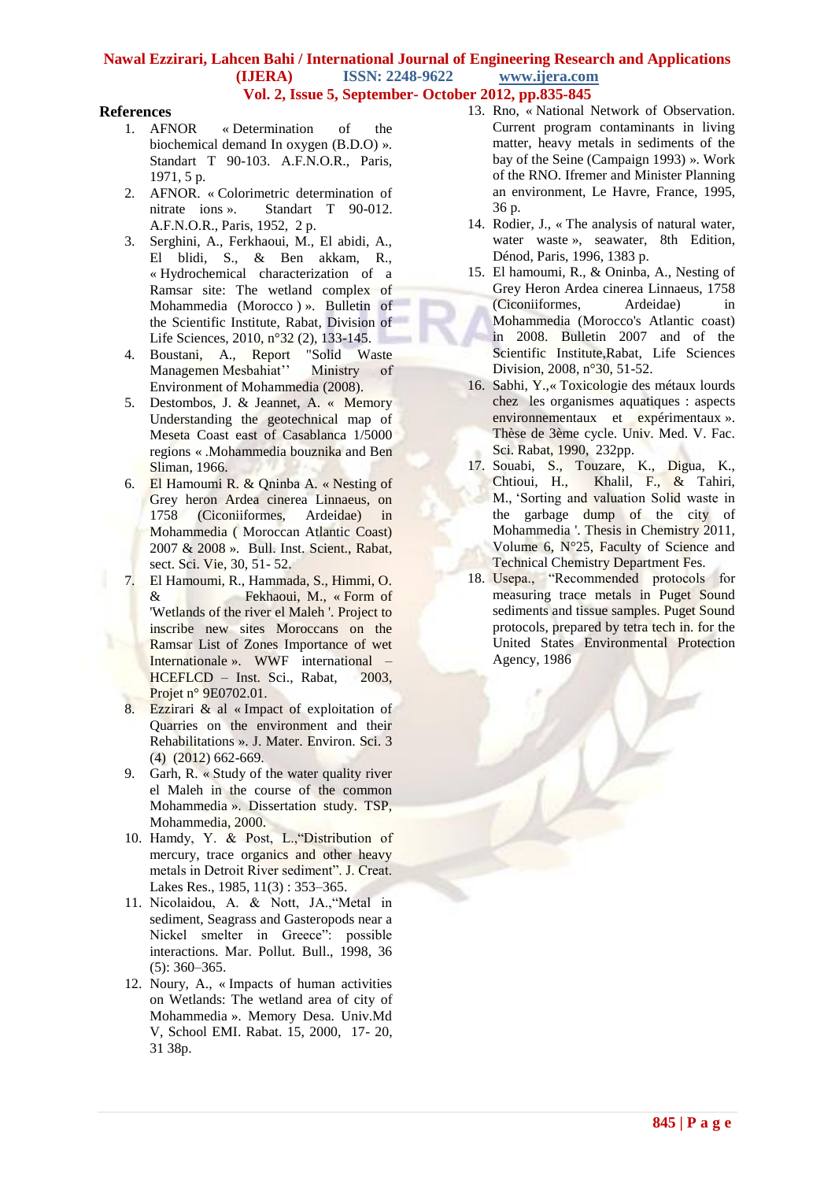## References

1. AFNOR « Determination of the biochemical demand In oxygen (B.D.O) ». Standart T 90-103. A.F.N.O.R., Paris, 1971, 5 p.
2. AFNOR. « Colorimetric determination of nitrate ions ». Standart T 90-012. A.F.N.O.R., Paris, 1952, 2 p.
3. Serghini, A., Ferkhaoui, M., El abidi, A., El blidi, S., & Ben akkam, R., « Hydrochemical characterization of a Ramsar site: The wetland complex of Mohammedia (Morocco) ». Bulletin of the Scientific Institute, Rabat, Division of Life Sciences, 2010, n°32 (2), 133-145.
4. Boustani, A., Report "Solid Waste Managemen Mesbahiat'' Ministry of Environment of Mohammedia (2008).
5. Destombos, J. & Jeannet, A. « Memory Understanding the geotechnical map of Meseta Coast east of Casablanca 1/5000 regions « .Mohammedia bouznika and Ben Sliman, 1966.
6. El Hamoumi R. & Qninba A. « Nesting of Grey heron Ardea cinerea Linnaeus, on 1758 (Ciconiiformes, Ardeidae) in Mohammedia ( Moroccan Atlantic Coast) 2007 & 2008 ». Bull. Inst. Scient., Rabat, sect. Sci. Vie, 30, 51- 52.
7. El Hamoumi, R., Hammada, S., Himmi, O. & Fekhaoui, M., « Form of 'Wetlands of the river el Maleh '. Project to inscribe new sites Moroccans on the Ramsar List of Zones Importance of wet Internationale ». WWF international – HCEFLCD – Inst. Sci., Rabat, 2003, Projet n° 9E0702.01.
8. Ezzirari & al « Impact of exploitation of Quarries on the environment and their Rehabilitations ». J. Mater. Environ. Sci. 3 (4) (2012) 662-669.
9. Garh, R. « Study of the water quality river el Maleh in the course of the common Mohammedia ». Dissertation study. TSP, Mohammedia, 2000.
10. Hamdy, Y. & Post, L.,"Distribution of mercury, trace organics and other heavy metals in Detroit River sediment". J. Creat. Lakes Res., 1985, 11(3) : 353–365.
11. Nicolaidou, A. & Nott, JA.,"Metal in sediment, Seagrass and Gasteropods near a Nickel smelter in Greece": possible interactions. Mar. Pollut. Bull., 1998, 36 (5): 360–365.
12. Noury, A., « Impacts of human activities on Wetlands: The wetland area of city of Mohammedia ». Memory Desa. Univ.Md V, School EMI. Rabat. 15, 2000, 17- 20, 31 38p.
13. Rno, « National Network of Observation. Current program contaminants in living matter, heavy metals in sediments of the bay of the Seine (Campaign 1993) ». Work of the RNO. Ifremer and Minister Planning an environment, Le Havre, France, 1995, 36 p.
14. Rodier, J., « The analysis of natural water, water waste », seawater, 8th Edition, Dénod, Paris, 1996, 1383 p.
15. El hamoumi, R., & Oninba, A., Nesting of Grey Heron Ardea cinerea Linnaeus, 1758 (Ciconiiformes, Ardeidae) in Mohammedia (Morocco's Atlantic coast) in 2008. Bulletin 2007 and of the Scientific Institute,Rabat, Life Sciences Division, 2008, n°30, 51-52.
16. Sabhi, Y.,« Toxicologie des métaux lourds chez les organismes aquatiques : aspects environnementaux et expérimentaux ». Thèse de 3ème cycle. Univ. Med. V. Fac. Sci. Rabat, 1990, 232pp.
17. Souabi, S., Touzare, K., Digua, K., Chtioui, H., Khalil, F., & Tahiri, M., 'Sorting and valuation Solid waste in the garbage dump of the city of Mohammedia '. Thesis in Chemistry 2011, Volume 6, N°25, Faculty of Science and Technical Chemistry Department Fes.
18. Usepa., "Recommended protocols for measuring trace metals in Puget Sound sediments and tissue samples. Puget Sound protocols, prepared by tetra tech in. for the United States Environmental Protection Agency, 1986